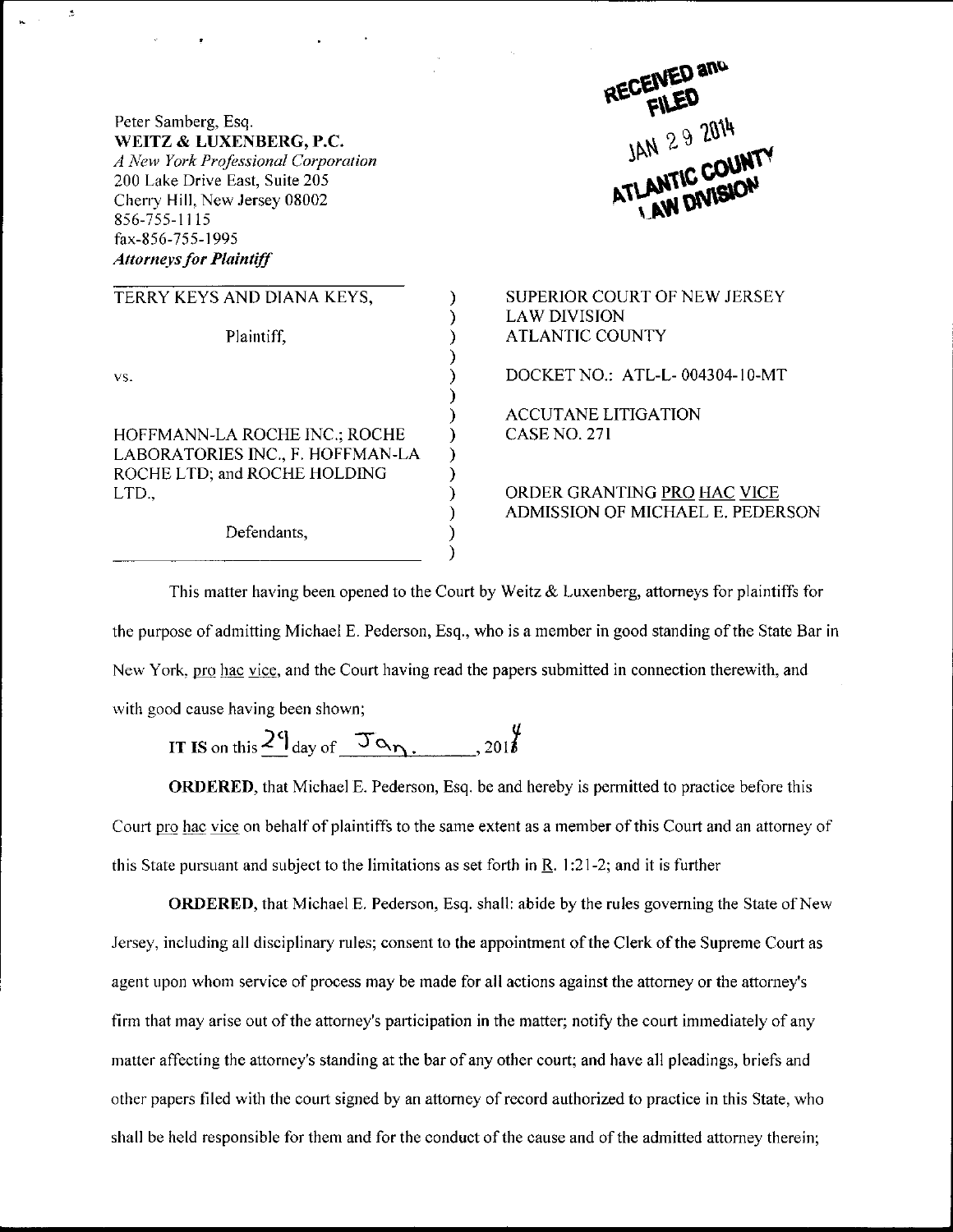Peter Samberg, Esq.
**WEITZ & LUXENBERG, P.C.**
*A New York Professional Corporation*
200 Lake Drive East, Suite 205
Cherry Hill, New Jersey 08002
856-755-1115
fax-856-755-1995
***Attorneys for Plaintiff***

RECEIVED and FILED
JAN 29 2014
ATLANTIC COUNTY
LAW DIVISION

| | |
|---|---|
| TERRY KEYS AND DIANA KEYS, | SUPERIOR COURT OF NEW JERSEY |
| | LAW DIVISION |
| Plaintiff, | ATLANTIC COUNTY |
| vs. | DOCKET NO.: ATL-L- 004304-10-MT |
| HOFFMANN-LA ROCHE INC.; ROCHE LABORATORIES INC., F. HOFFMAN-LA ROCHE LTD; and ROCHE HOLDING LTD., | ACCUTANE LITIGATION CASE NO. 271 |
| Defendants, | ORDER GRANTING PRO HAC VICE ADMISSION OF MICHAEL E. PEDERSON |

This matter having been opened to the Court by Weitz & Luxenberg, attorneys for plaintiffs for the purpose of admitting Michael E. Pederson, Esq., who is a member in good standing of the State Bar in New York, pro hac vice, and the Court having read the papers submitted in connection therewith, and with good cause having been shown;

**IT IS** on this 29 day of Jan., 2014

**ORDERED**, that Michael E. Pederson, Esq. be and hereby is permitted to practice before this Court pro hac vice on behalf of plaintiffs to the same extent as a member of this Court and an attorney of this State pursuant and subject to the limitations as set forth in R. 1:21-2; and it is further

**ORDERED**, that Michael E. Pederson, Esq. shall: abide by the rules governing the State of New Jersey, including all disciplinary rules; consent to the appointment of the Clerk of the Supreme Court as agent upon whom service of process may be made for all actions against the attorney or the attorney's firm that may arise out of the attorney's participation in the matter; notify the court immediately of any matter affecting the attorney's standing at the bar of any other court; and have all pleadings, briefs and other papers filed with the court signed by an attorney of record authorized to practice in this State, who shall be held responsible for them and for the conduct of the cause and of the admitted attorney therein;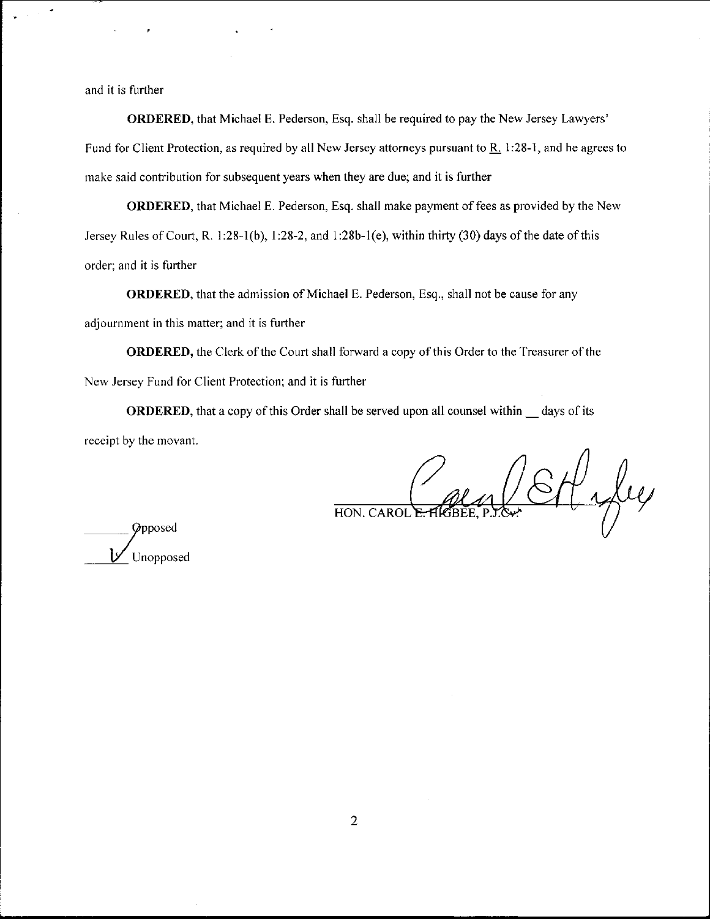and it is further

**ORDERED**, that Michael E. Pederson, Esq. shall be required to pay the New Jersey Lawyers' Fund for Client Protection, as required by all New Jersey attorneys pursuant to R. 1:28-1, and he agrees to make said contribution for subsequent years when they are due; and it is further

**ORDERED**, that Michael E. Pederson, Esq. shall make payment of fees as provided by the New Jersey Rules of Court, R. 1:28-1(b), 1:28-2, and 1:28b-1(e), within thirty (30) days of the date of this order; and it is further

**ORDERED**, that the admission of Michael E. Pederson, Esq., shall not be cause for any adjournment in this matter; and it is further

**ORDERED,** the Clerk of the Court shall forward a copy of this Order to the Treasurer of the New Jersey Fund for Client Protection; and it is further

**ORDERED**, that a copy of this Order shall be served upon all counsel within __ days of its receipt by the movant.

HON. CAROL E. HIGBEE, P.J.Cv.

_____ Opposed

__✓__ Unopposed